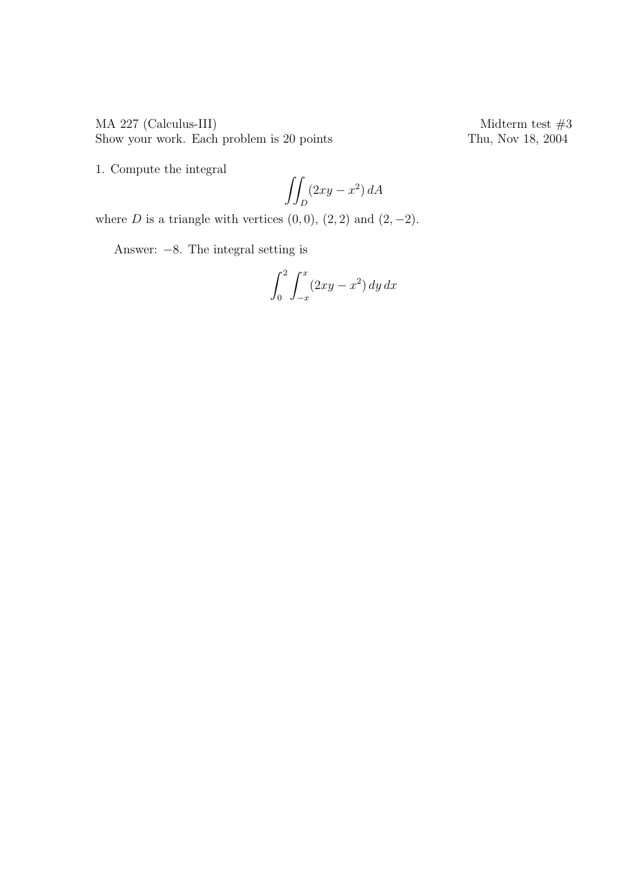MA 227 (Calculus-III)
Show your work. Each problem is 20 points

Midterm test #3
Thu, Nov 18, 2004

1. Compute the integral

$$\iint_D (2xy - x^2)\, dA$$

where $D$ is a triangle with vertices $(0,0)$, $(2,2)$ and $(2,-2)$.

Answer: $-8$. The integral setting is

$$\int_0^2 \int_{-x}^{x} (2xy - x^2)\, dy\, dx$$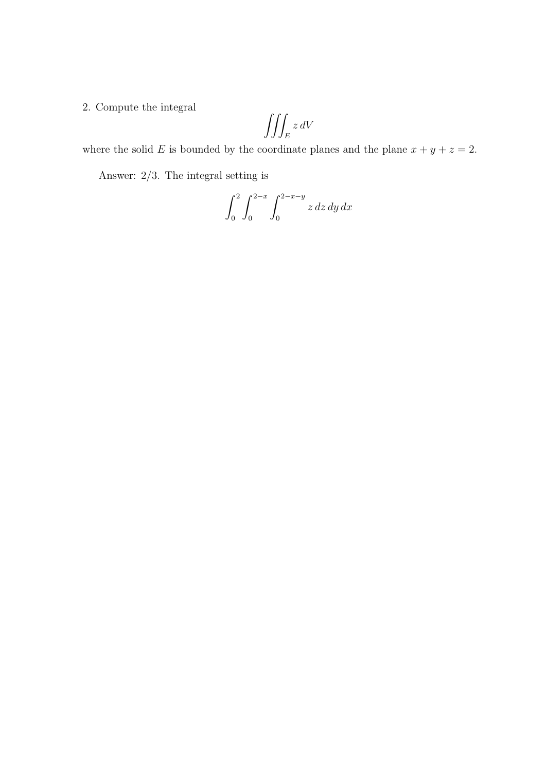2. Compute the integral

$$\iiint_E z\, dV$$

where the solid $E$ is bounded by the coordinate planes and the plane $x + y + z = 2$.

Answer: 2/3. The integral setting is

$$\int_0^2 \int_0^{2-x} \int_0^{2-x-y} z\, dz\, dy\, dx$$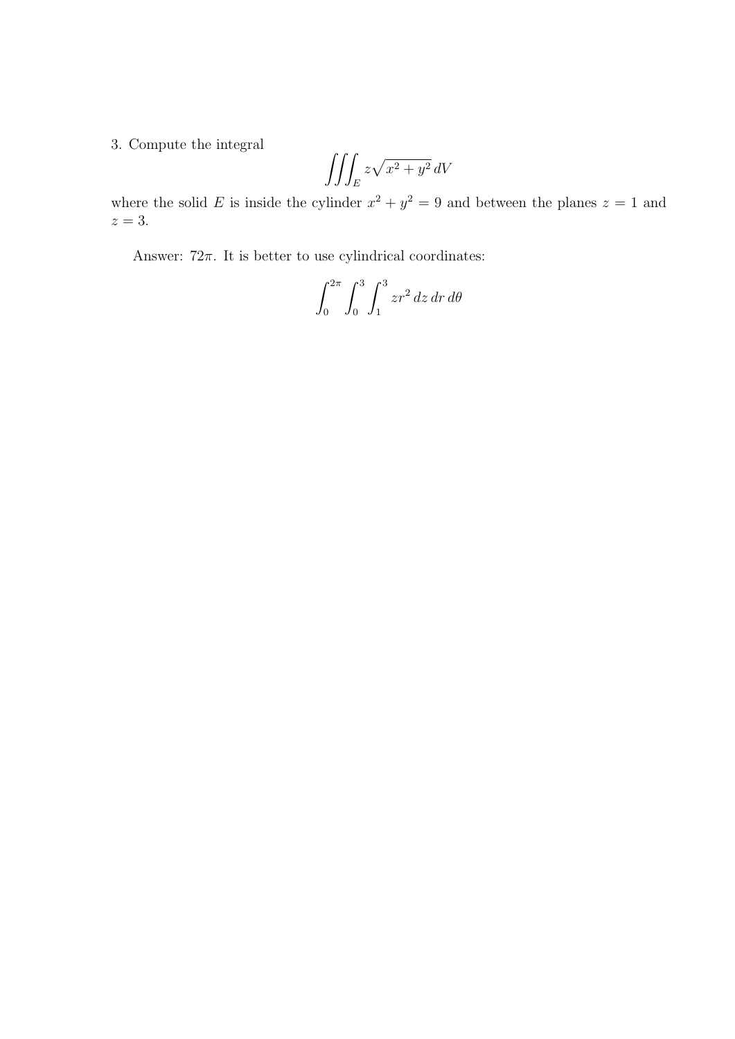3. Compute the integral

$$\iiint_E z\sqrt{x^2 + y^2}\, dV$$

where the solid $E$ is inside the cylinder $x^2 + y^2 = 9$ and between the planes $z = 1$ and $z = 3$.

Answer: $72\pi$. It is better to use cylindrical coordinates:

$$\int_0^{2\pi} \int_0^3 \int_1^3 zr^2\, dz\, dr\, d\theta$$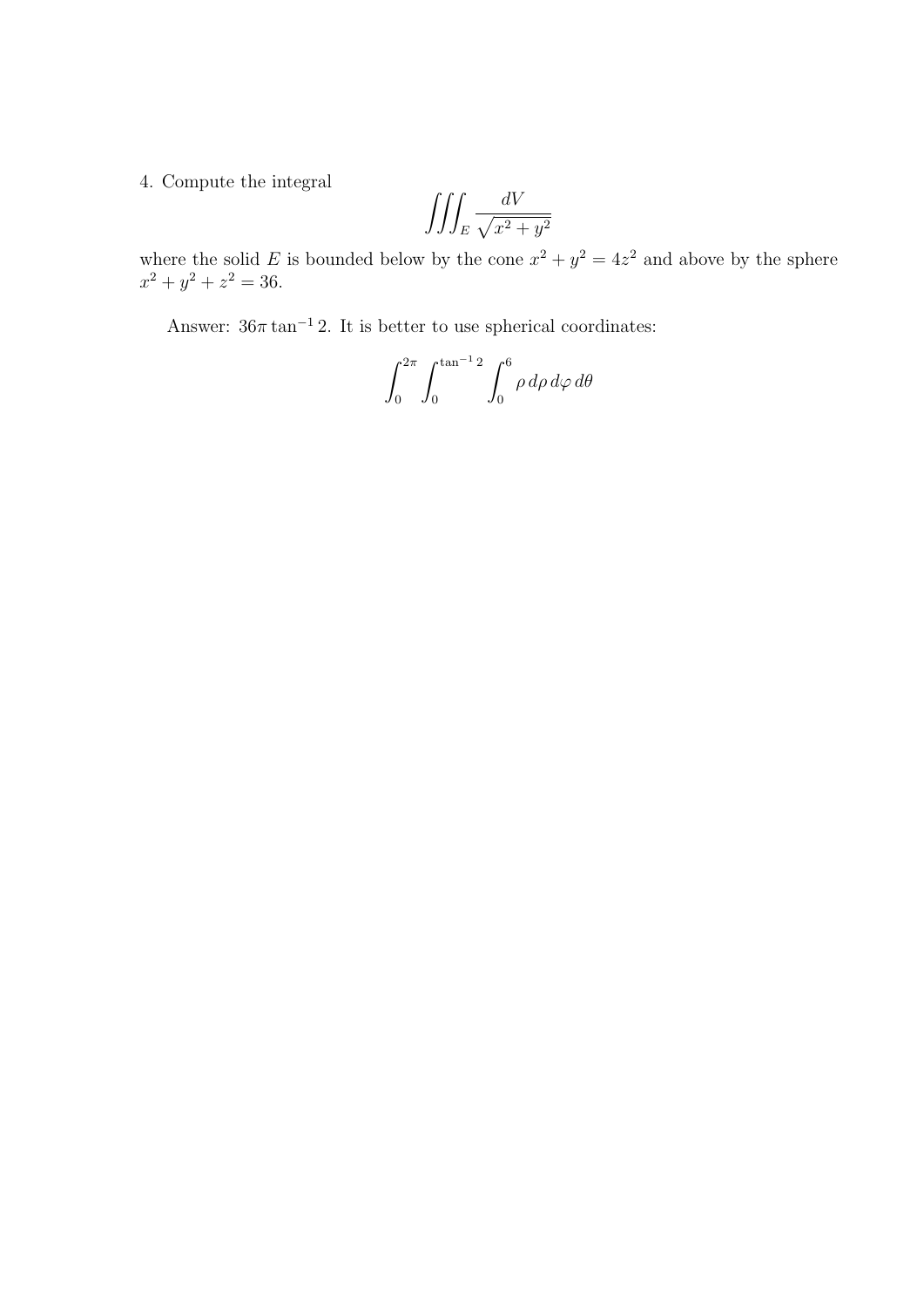4. Compute the integral

$$\iiint_E \frac{dV}{\sqrt{x^2+y^2}}$$

where the solid $E$ is bounded below by the cone $x^2 + y^2 = 4z^2$ and above by the sphere $x^2 + y^2 + z^2 = 36$.

Answer: $36\pi \tan^{-1} 2$. It is better to use spherical coordinates:

$$\int_0^{2\pi} \int_0^{\tan^{-1} 2} \int_0^6 \rho \, d\rho \, d\varphi \, d\theta$$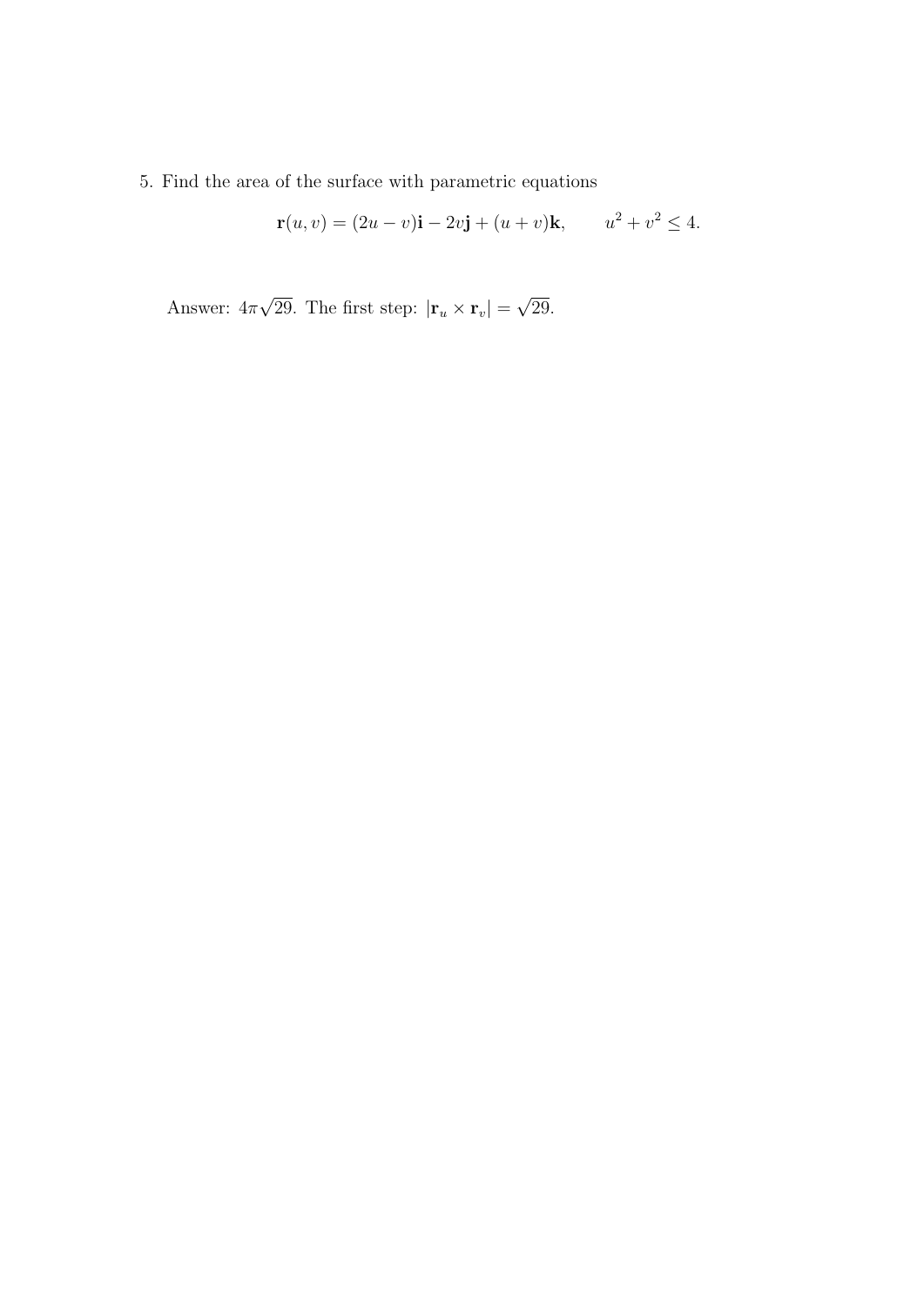5. Find the area of the surface with parametric equations

$$\mathbf{r}(u,v) = (2u - v)\mathbf{i} - 2v\mathbf{j} + (u + v)\mathbf{k}, \qquad u^2 + v^2 \leq 4.$$

Answer: $4\pi\sqrt{29}$. The first step: $|\mathbf{r}_u \times \mathbf{r}_v| = \sqrt{29}$.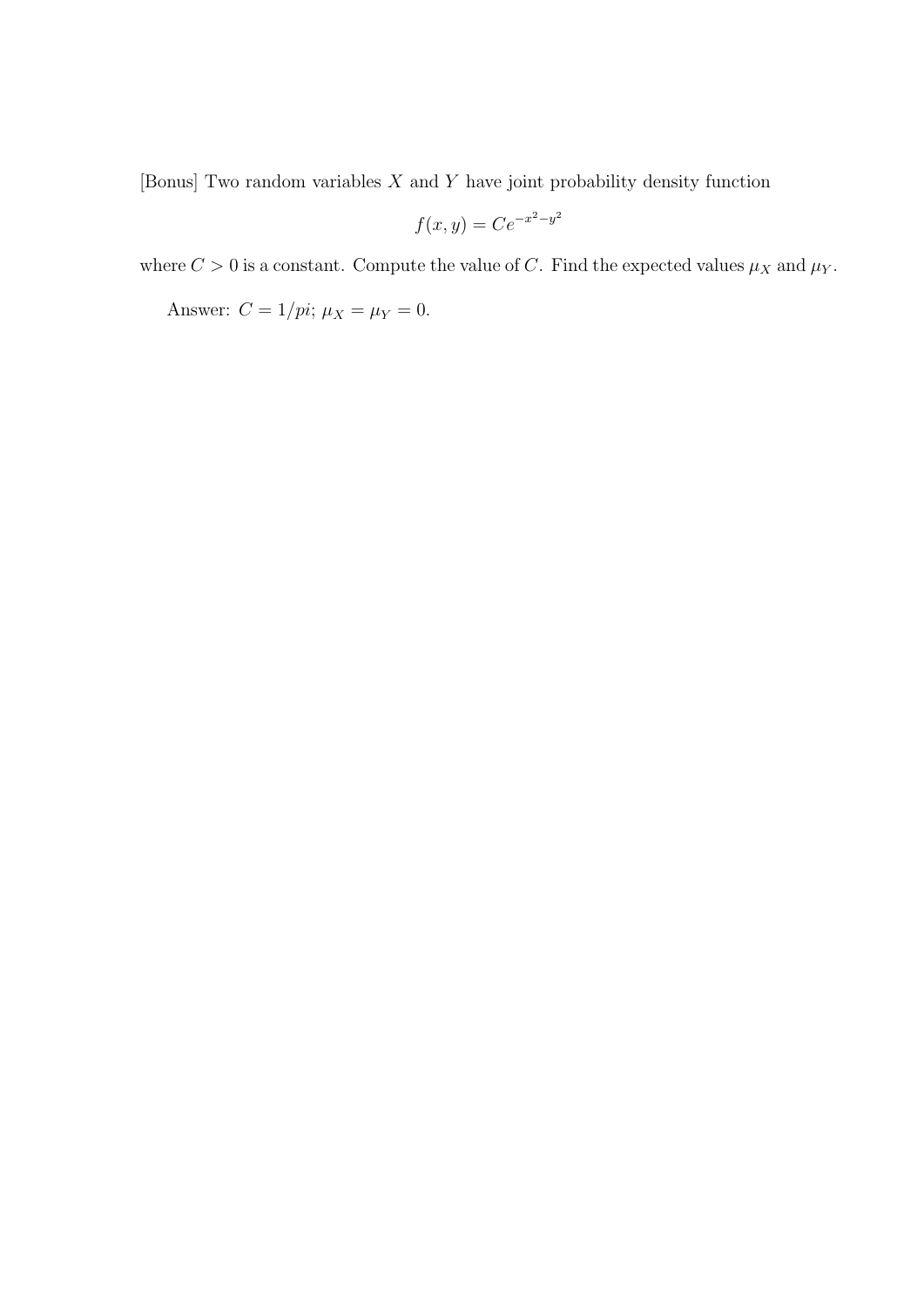[Bonus] Two random variables $X$ and $Y$ have joint probability density function

$$f(x, y) = Ce^{-x^2-y^2}$$

where $C > 0$ is a constant. Compute the value of $C$. Find the expected values $\mu_X$ and $\mu_Y$.

Answer: $C = 1/pi$; $\mu_X = \mu_Y = 0$.